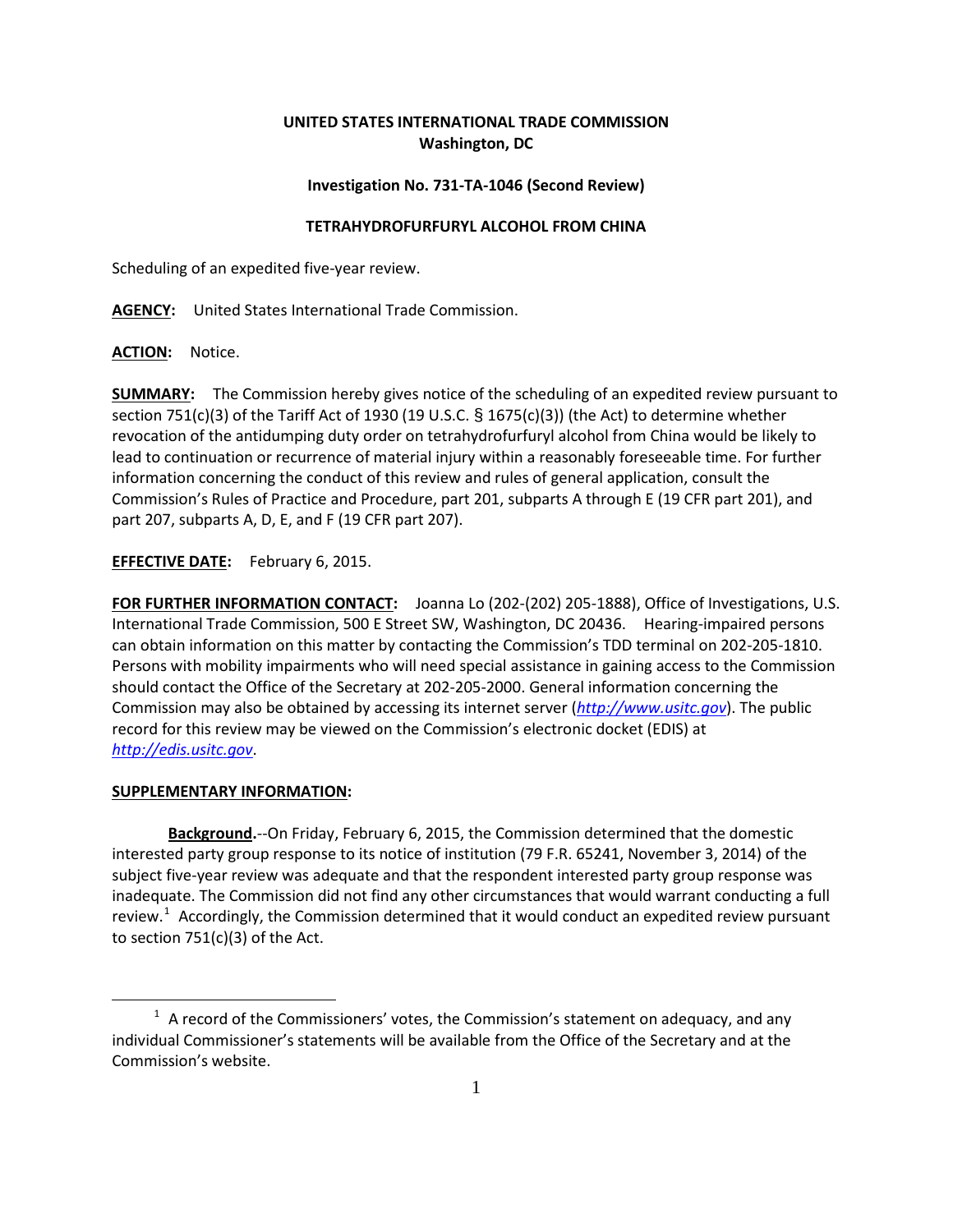**UNITED STATES INTERNATIONAL TRADE COMMISSION**
**Washington, DC**

**Investigation No. 731-TA-1046 (Second Review)**

**TETRAHYDROFURFURYL ALCOHOL FROM CHINA**

Scheduling of an expedited five-year review.

**AGENCY:** United States International Trade Commission.

**ACTION:** Notice.

**SUMMARY:** The Commission hereby gives notice of the scheduling of an expedited review pursuant to section 751(c)(3) of the Tariff Act of 1930 (19 U.S.C. § 1675(c)(3)) (the Act) to determine whether revocation of the antidumping duty order on tetrahydrofurfuryl alcohol from China would be likely to lead to continuation or recurrence of material injury within a reasonably foreseeable time. For further information concerning the conduct of this review and rules of general application, consult the Commission's Rules of Practice and Procedure, part 201, subparts A through E (19 CFR part 201), and part 207, subparts A, D, E, and F (19 CFR part 207).

**EFFECTIVE DATE:** February 6, 2015.

**FOR FURTHER INFORMATION CONTACT:** Joanna Lo (202-(202) 205-1888), Office of Investigations, U.S. International Trade Commission, 500 E Street SW, Washington, DC 20436. Hearing-impaired persons can obtain information on this matter by contacting the Commission's TDD terminal on 202-205-1810. Persons with mobility impairments who will need special assistance in gaining access to the Commission should contact the Office of the Secretary at 202-205-2000. General information concerning the Commission may also be obtained by accessing its internet server (*http://www.usitc.gov*). The public record for this review may be viewed on the Commission's electronic docket (EDIS) at *http://edis.usitc.gov*.

**SUPPLEMENTARY INFORMATION:**

**Background.**--On Friday, February 6, 2015, the Commission determined that the domestic interested party group response to its notice of institution (79 F.R. 65241, November 3, 2014) of the subject five-year review was adequate and that the respondent interested party group response was inadequate. The Commission did not find any other circumstances that would warrant conducting a full review.[1] Accordingly, the Commission determined that it would conduct an expedited review pursuant to section 751(c)(3) of the Act.

[1] A record of the Commissioners' votes, the Commission's statement on adequacy, and any individual Commissioner's statements will be available from the Office of the Secretary and at the Commission's website.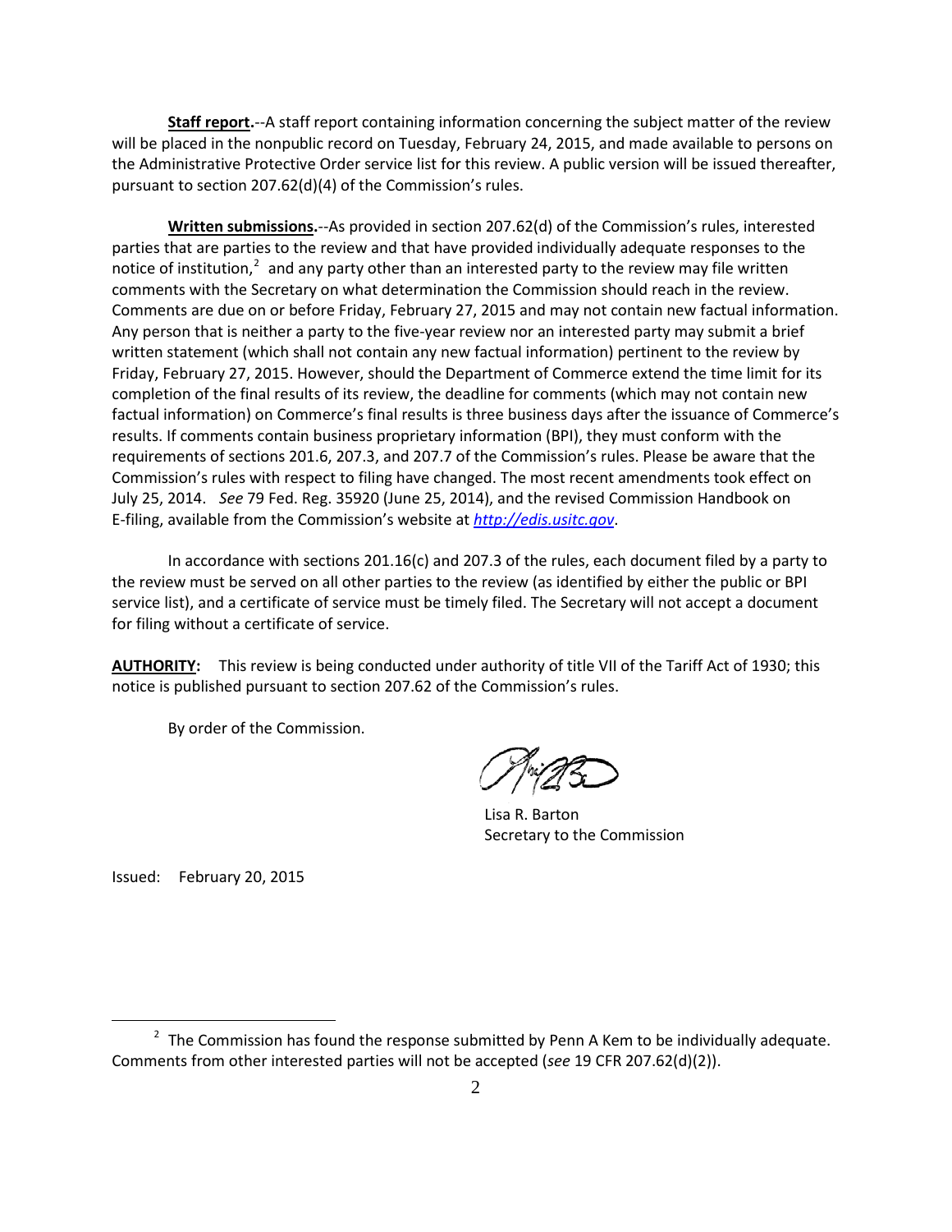**Staff report**.--A staff report containing information concerning the subject matter of the review will be placed in the nonpublic record on Tuesday, February 24, 2015, and made available to persons on the Administrative Protective Order service list for this review. A public version will be issued thereafter, pursuant to section 207.62(d)(4) of the Commission's rules.

**Written submissions**.--As provided in section 207.62(d) of the Commission's rules, interested parties that are parties to the review and that have provided individually adequate responses to the notice of institution,[2] and any party other than an interested party to the review may file written comments with the Secretary on what determination the Commission should reach in the review. Comments are due on or before Friday, February 27, 2015 and may not contain new factual information. Any person that is neither a party to the five-year review nor an interested party may submit a brief written statement (which shall not contain any new factual information) pertinent to the review by Friday, February 27, 2015. However, should the Department of Commerce extend the time limit for its completion of the final results of its review, the deadline for comments (which may not contain new factual information) on Commerce's final results is three business days after the issuance of Commerce's results. If comments contain business proprietary information (BPI), they must conform with the requirements of sections 201.6, 207.3, and 207.7 of the Commission's rules. Please be aware that the Commission's rules with respect to filing have changed. The most recent amendments took effect on July 25, 2014. *See* 79 Fed. Reg. 35920 (June 25, 2014), and the revised Commission Handbook on E-filing, available from the Commission's website at [http://edis.usitc.gov](http://edis.usitc.gov).

In accordance with sections 201.16(c) and 207.3 of the rules, each document filed by a party to the review must be served on all other parties to the review (as identified by either the public or BPI service list), and a certificate of service must be timely filed. The Secretary will not accept a document for filing without a certificate of service.

**AUTHORITY:** This review is being conducted under authority of title VII of the Tariff Act of 1930; this notice is published pursuant to section 207.62 of the Commission's rules.

By order of the Commission.

Lisa R. Barton
Secretary to the Commission

Issued: February 20, 2015

---

[2] The Commission has found the response submitted by Penn A Kem to be individually adequate. Comments from other interested parties will not be accepted (*see* 19 CFR 207.62(d)(2)).